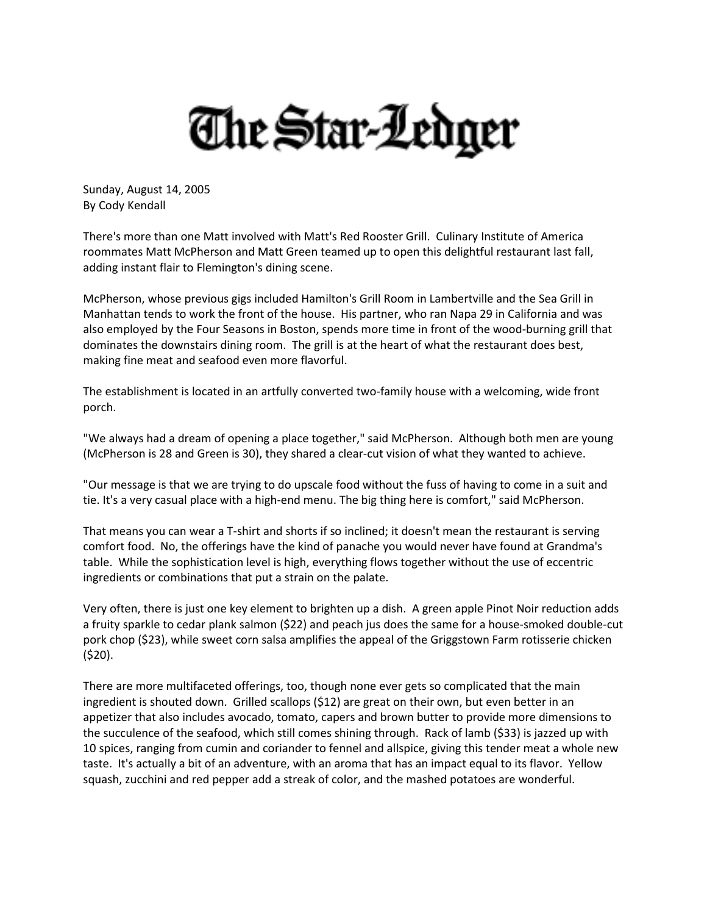# The Star-Ledger

Sunday, August 14, 2005
By Cody Kendall

There's more than one Matt involved with Matt's Red Rooster Grill. Culinary Institute of America roommates Matt McPherson and Matt Green teamed up to open this delightful restaurant last fall, adding instant flair to Flemington's dining scene.

McPherson, whose previous gigs included Hamilton's Grill Room in Lambertville and the Sea Grill in Manhattan tends to work the front of the house. His partner, who ran Napa 29 in California and was also employed by the Four Seasons in Boston, spends more time in front of the wood-burning grill that dominates the downstairs dining room. The grill is at the heart of what the restaurant does best, making fine meat and seafood even more flavorful.

The establishment is located in an artfully converted two-family house with a welcoming, wide front porch.

"We always had a dream of opening a place together," said McPherson. Although both men are young (McPherson is 28 and Green is 30), they shared a clear-cut vision of what they wanted to achieve.

"Our message is that we are trying to do upscale food without the fuss of having to come in a suit and tie. It's a very casual place with a high-end menu. The big thing here is comfort," said McPherson.

That means you can wear a T-shirt and shorts if so inclined; it doesn't mean the restaurant is serving comfort food. No, the offerings have the kind of panache you would never have found at Grandma's table. While the sophistication level is high, everything flows together without the use of eccentric ingredients or combinations that put a strain on the palate.

Very often, there is just one key element to brighten up a dish. A green apple Pinot Noir reduction adds a fruity sparkle to cedar plank salmon ($22) and peach jus does the same for a house-smoked double-cut pork chop ($23), while sweet corn salsa amplifies the appeal of the Griggstown Farm rotisserie chicken ($20).

There are more multifaceted offerings, too, though none ever gets so complicated that the main ingredient is shouted down. Grilled scallops ($12) are great on their own, but even better in an appetizer that also includes avocado, tomato, capers and brown butter to provide more dimensions to the succulence of the seafood, which still comes shining through. Rack of lamb ($33) is jazzed up with 10 spices, ranging from cumin and coriander to fennel and allspice, giving this tender meat a whole new taste. It's actually a bit of an adventure, with an aroma that has an impact equal to its flavor. Yellow squash, zucchini and red pepper add a streak of color, and the mashed potatoes are wonderful.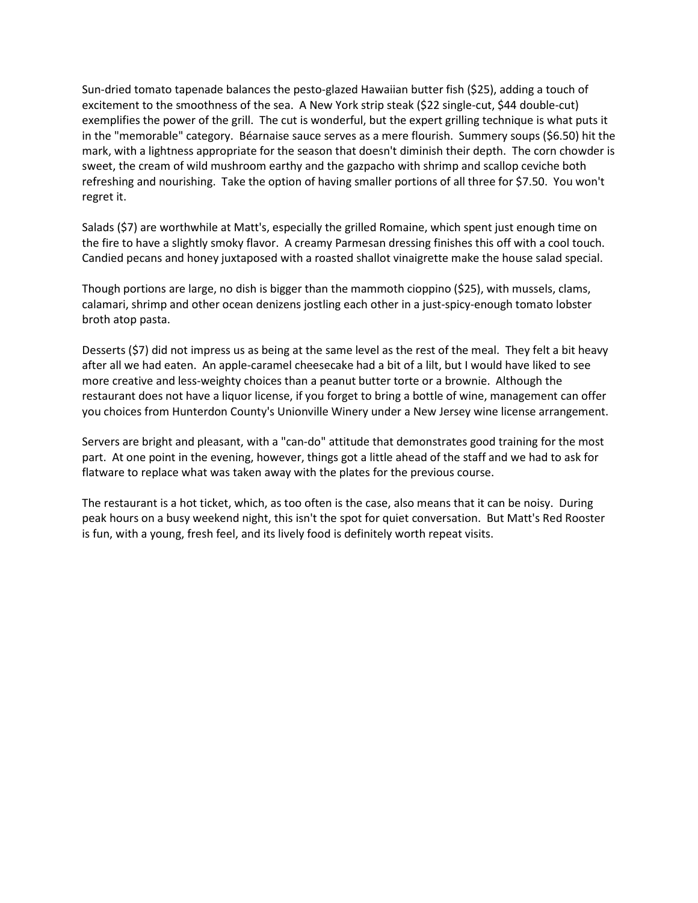Sun-dried tomato tapenade balances the pesto-glazed Hawaiian butter fish ($25), adding a touch of excitement to the smoothness of the sea.  A New York strip steak ($22 single-cut, $44 double-cut) exemplifies the power of the grill.  The cut is wonderful, but the expert grilling technique is what puts it in the "memorable" category.  Béarnaise sauce serves as a mere flourish.  Summery soups ($6.50) hit the mark, with a lightness appropriate for the season that doesn't diminish their depth.  The corn chowder is sweet, the cream of wild mushroom earthy and the gazpacho with shrimp and scallop ceviche both refreshing and nourishing.  Take the option of having smaller portions of all three for $7.50.  You won't regret it.

Salads ($7) are worthwhile at Matt's, especially the grilled Romaine, which spent just enough time on the fire to have a slightly smoky flavor.  A creamy Parmesan dressing finishes this off with a cool touch. Candied pecans and honey juxtaposed with a roasted shallot vinaigrette make the house salad special.

Though portions are large, no dish is bigger than the mammoth cioppino ($25), with mussels, clams, calamari, shrimp and other ocean denizens jostling each other in a just-spicy-enough tomato lobster broth atop pasta.

Desserts ($7) did not impress us as being at the same level as the rest of the meal.  They felt a bit heavy after all we had eaten.  An apple-caramel cheesecake had a bit of a lilt, but I would have liked to see more creative and less-weighty choices than a peanut butter torte or a brownie.  Although the restaurant does not have a liquor license, if you forget to bring a bottle of wine, management can offer you choices from Hunterdon County's Unionville Winery under a New Jersey wine license arrangement.

Servers are bright and pleasant, with a "can-do" attitude that demonstrates good training for the most part.  At one point in the evening, however, things got a little ahead of the staff and we had to ask for flatware to replace what was taken away with the plates for the previous course.

The restaurant is a hot ticket, which, as too often is the case, also means that it can be noisy.  During peak hours on a busy weekend night, this isn't the spot for quiet conversation.  But Matt's Red Rooster is fun, with a young, fresh feel, and its lively food is definitely worth repeat visits.